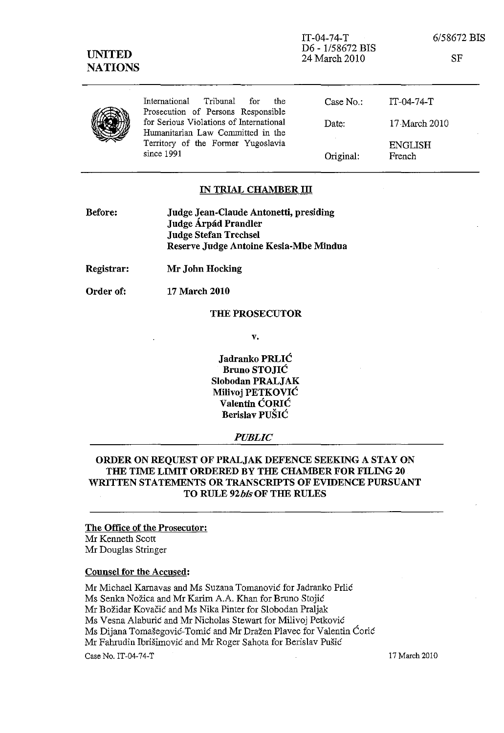UNITED NATIONS

IT-04-74-T
D6 - 1/58672 BIS
24 March 2010

6/58672 BIS

SF

International Tribunal for the Prosecution of Persons Responsible for Serious Violations of International Humanitarian Law Committed in the Territory of the Former Yugoslavia since 1991

| | |
|---|---|
| Case No.: | IT-04-74-T |
| Date: | 17 March 2010 |
| Original: | ENGLISH French |

## IN TRIAL CHAMBER III

**Before:** **Judge Jean-Claude Antonetti, presiding**
**Judge Árpád Prandler**
**Judge Stefan Trechsel**
**Reserve Judge Antoine Kesia-Mbe Mindua**

**Registrar:** **Mr John Hocking**

**Order of:** **17 March 2010**

**THE PROSECUTOR**

**v.**

**Jadranko PRLIĆ**
**Bruno STOJIĆ**
**Slobodan PRALJAK**
**Milivoj PETKOVIĆ**
**Valentin ĆORIĆ**
**Berislav PUŠIĆ**

***PUBLIC***

**ORDER ON REQUEST OF PRALJAK DEFENCE SEEKING A STAY ON THE TIME LIMIT ORDERED BY THE CHAMBER FOR FILING 20 WRITTEN STATEMENTS OR TRANSCRIPTS OF EVIDENCE PURSUANT TO RULE 92*bis* OF THE RULES**

**The Office of the Prosecutor:**
Mr Kenneth Scott
Mr Douglas Stringer

**Counsel for the Accused:**

Mr Michael Karnavas and Ms Suzana Tomanović for Jadranko Prlić
Ms Senka Nožica and Mr Karim A.A. Khan for Bruno Stojić
Mr Božidar Kovačić and Ms Nika Pinter for Slobodan Praljak
Ms Vesna Alaburić and Mr Nicholas Stewart for Milivoj Petković
Ms Dijana Tomašegović-Tomić and Mr Dražen Plavec for Valentin Ćorić
Mr Fahrudin Ibrišimović and Mr Roger Sahota for Berislav Pušić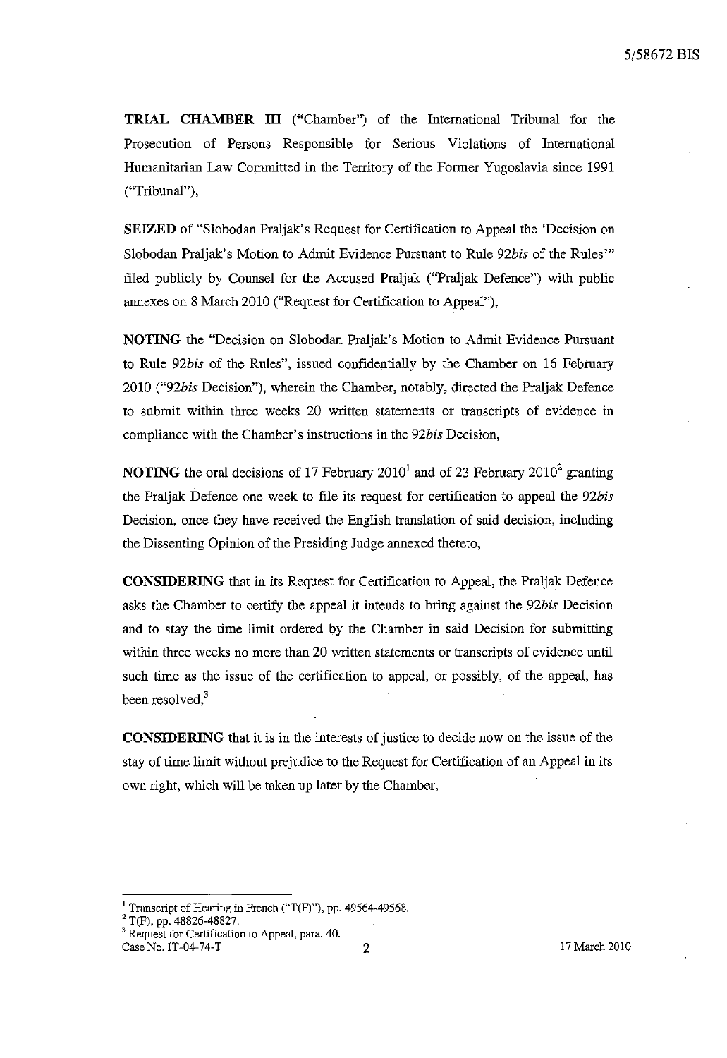**TRIAL CHAMBER III** ("Chamber") of the International Tribunal for the Prosecution of Persons Responsible for Serious Violations of International Humanitarian Law Committed in the Territory of the Former Yugoslavia since 1991 ("Tribunal"),

**SEIZED** of "Slobodan Praljak's Request for Certification to Appeal the 'Decision on Slobodan Praljak's Motion to Admit Evidence Pursuant to Rule *92bis* of the Rules'" filed publicly by Counsel for the Accused Praljak ("Praljak Defence") with public annexes on 8 March 2010 ("Request for Certification to Appeal"),

**NOTING** the "Decision on Slobodan Praljak's Motion to Admit Evidence Pursuant to Rule *92bis* of the Rules", issued confidentially by the Chamber on 16 February 2010 ("*92bis* Decision"), wherein the Chamber, notably, directed the Praljak Defence to submit within three weeks 20 written statements or transcripts of evidence in compliance with the Chamber's instructions in the *92bis* Decision,

**NOTING** the oral decisions of 17 February 2010[1] and of 23 February 2010[2] granting the Praljak Defence one week to file its request for certification to appeal the *92bis* Decision, once they have received the English translation of said decision, including the Dissenting Opinion of the Presiding Judge annexed thereto,

**CONSIDERING** that in its Request for Certification to Appeal, the Praljak Defence asks the Chamber to certify the appeal it intends to bring against the *92bis* Decision and to stay the time limit ordered by the Chamber in said Decision for submitting within three weeks no more than 20 written statements or transcripts of evidence until such time as the issue of the certification to appeal, or possibly, of the appeal, has been resolved,[3]

**CONSIDERING** that it is in the interests of justice to decide now on the issue of the stay of time limit without prejudice to the Request for Certification of an Appeal in its own right, which will be taken up later by the Chamber,

---

[1] Transcript of Hearing in French ("T(F)"), pp. 49564-49568.
[2] T(F), pp. 48826-48827.
[3] Request for Certification to Appeal, para. 40.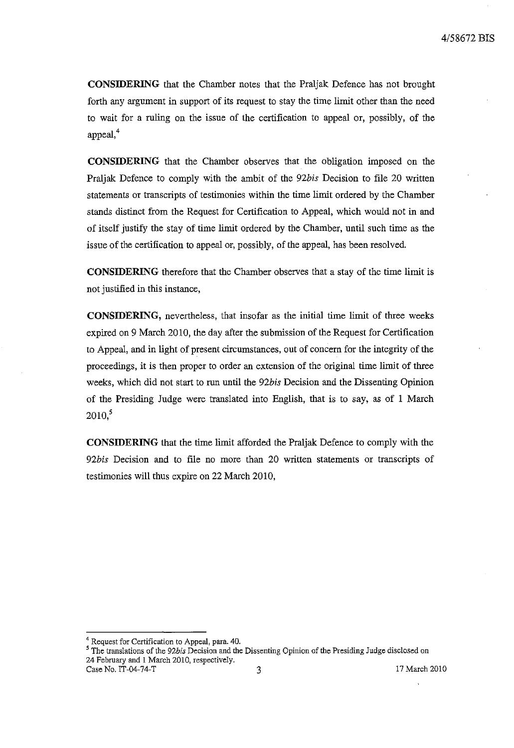**CONSIDERING** that the Chamber notes that the Praljak Defence has not brought forth any argument in support of its request to stay the time limit other than the need to wait for a ruling on the issue of the certification to appeal or, possibly, of the appeal,[4]

**CONSIDERING** that the Chamber observes that the obligation imposed on the Praljak Defence to comply with the ambit of the *92bis* Decision to file 20 written statements or transcripts of testimonies within the time limit ordered by the Chamber stands distinct from the Request for Certification to Appeal, which would not in and of itself justify the stay of time limit ordered by the Chamber, until such time as the issue of the certification to appeal or, possibly, of the appeal, has been resolved.

**CONSIDERING** therefore that the Chamber observes that a stay of the time limit is not justified in this instance,

**CONSIDERING,** nevertheless, that insofar as the initial time limit of three weeks expired on 9 March 2010, the day after the submission of the Request for Certification to Appeal, and in light of present circumstances, out of concern for the integrity of the proceedings, it is then proper to order an extension of the original time limit of three weeks, which did not start to run until the *92bis* Decision and the Dissenting Opinion of the Presiding Judge were translated into English, that is to say, as of 1 March 2010,[5]

**CONSIDERING** that the time limit afforded the Praljak Defence to comply with the *92bis* Decision and to file no more than 20 written statements or transcripts of testimonies will thus expire on 22 March 2010,

---

[4] Request for Certification to Appeal, para. 40.

[5] The translations of the *92bis* Decision and the Dissenting Opinion of the Presiding Judge disclosed on 24 February and 1 March 2010, respectively.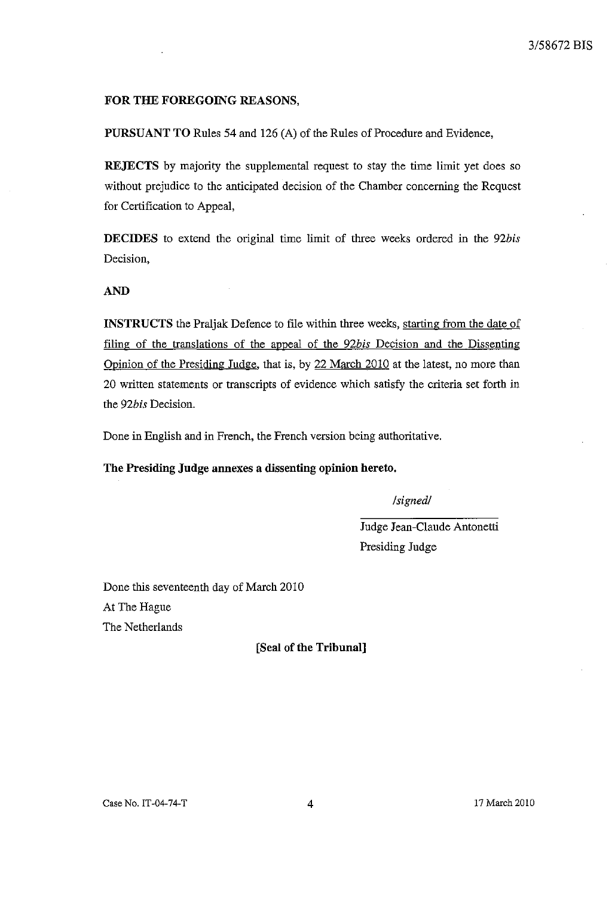**FOR THE FOREGOING REASONS,**

**PURSUANT TO** Rules 54 and 126 (A) of the Rules of Procedure and Evidence,

**REJECTS** by majority the supplemental request to stay the time limit yet does so without prejudice to the anticipated decision of the Chamber concerning the Request for Certification to Appeal,

**DECIDES** to extend the original time limit of three weeks ordered in the *92bis* Decision,

**AND**

**INSTRUCTS** the Praljak Defence to file within three weeks, starting from the date of filing of the translations of the appeal of the *92bis* Decision and the Dissenting Opinion of the Presiding Judge, that is, by 22 March 2010 at the latest, no more than 20 written statements or transcripts of evidence which satisfy the criteria set forth in the *92bis* Decision.

Done in English and in French, the French version being authoritative.

**The Presiding Judge annexes a dissenting opinion hereto.**

*/signed/*

Judge Jean-Claude Antonetti
Presiding Judge

Done this seventeenth day of March 2010
At The Hague
The Netherlands

**[Seal of the Tribunal]**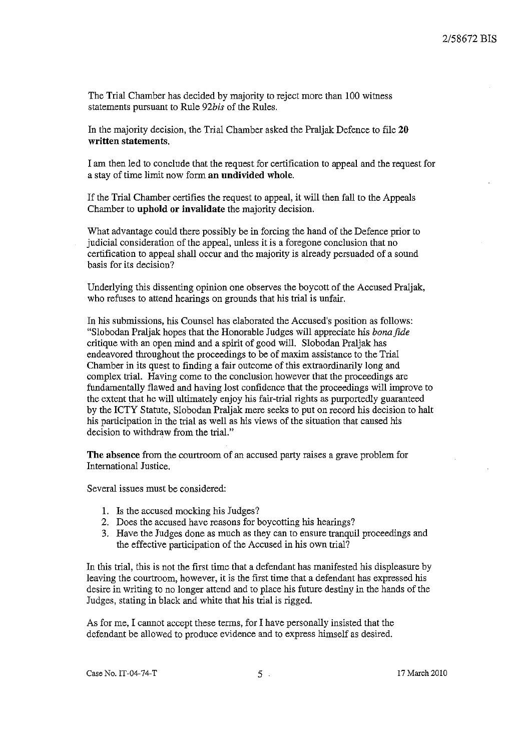The Trial Chamber has decided by majority to reject more than 100 witness statements pursuant to Rule 92*bis* of the Rules.

In the majority decision, the Trial Chamber asked the Praljak Defence to file **20 written statements.**

I am then led to conclude that the request for certification to appeal and the request for a stay of time limit now form **an undivided whole**.

If the Trial Chamber certifies the request to appeal, it will then fall to the Appeals Chamber to **uphold or invalidate** the majority decision.

What advantage could there possibly be in forcing the hand of the Defence prior to judicial consideration of the appeal, unless it is a foregone conclusion that no certification to appeal shall occur and the majority is already persuaded of a sound basis for its decision?

Underlying this dissenting opinion one observes the boycott of the Accused Praljak, who refuses to attend hearings on grounds that his trial is unfair.

In his submissions, his Counsel has elaborated the Accused's position as follows: "Slobodan Praljak hopes that the Honorable Judges will appreciate his *bona fide* critique with an open mind and a spirit of good will. Slobodan Praljak has endeavored throughout the proceedings to be of maxim assistance to the Trial Chamber in its quest to finding a fair outcome of this extraordinarily long and complex trial. Having come to the conclusion however that the proceedings are fundamentally flawed and having lost confidence that the proceedings will improve to the extent that he will ultimately enjoy his fair-trial rights as purportedly guaranteed by the ICTY Statute, Slobodan Praljak mere seeks to put on record his decision to halt his participation in the trial as well as his views of the situation that caused his decision to withdraw from the trial."

**The absence** from the courtroom of an accused party raises a grave problem for International Justice.

Several issues must be considered:

1. Is the accused mocking his Judges?
2. Does the accused have reasons for boycotting his hearings?
3. Have the Judges done as much as they can to ensure tranquil proceedings and the effective participation of the Accused in his own trial?

In this trial, this is not the first time that a defendant has manifested his displeasure by leaving the courtroom, however, it is the first time that a defendant has expressed his desire in writing to no longer attend and to place his future destiny in the hands of the Judges, stating in black and white that his trial is rigged.

As for me, I cannot accept these terms, for I have personally insisted that the defendant be allowed to produce evidence and to express himself as desired.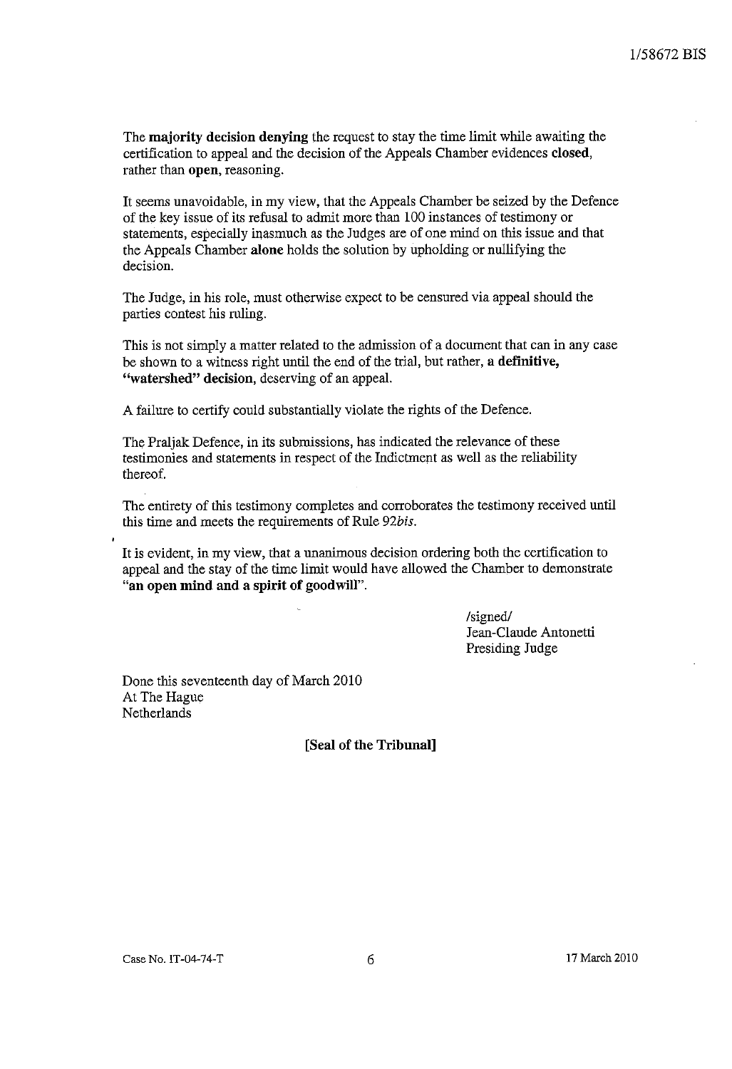The **majority decision denying** the request to stay the time limit while awaiting the certification to appeal and the decision of the Appeals Chamber evidences **closed**, rather than **open**, reasoning.

It seems unavoidable, in my view, that the Appeals Chamber be seized by the Defence of the key issue of its refusal to admit more than 100 instances of testimony or statements, especially inasmuch as the Judges are of one mind on this issue and that the Appeals Chamber **alone** holds the solution by upholding or nullifying the decision.

The Judge, in his role, must otherwise expect to be censured via appeal should the parties contest his ruling.

This is not simply a matter related to the admission of a document that can in any case be shown to a witness right until the end of the trial, but rather, a **definitive, "watershed" decision**, deserving of an appeal.

A failure to certify could substantially violate the rights of the Defence.

The Praljak Defence, in its submissions, has indicated the relevance of these testimonies and statements in respect of the Indictment as well as the reliability thereof.

The entirety of this testimony completes and corroborates the testimony received until this time and meets the requirements of Rule 92*bis*.

It is evident, in my view, that a unanimous decision ordering both the certification to appeal and the stay of the time limit would have allowed the Chamber to demonstrate **"an open mind and a spirit of goodwill"**.

/signed/
Jean-Claude Antonetti
Presiding Judge

Done this seventeenth day of March 2010
At The Hague
Netherlands

**[Seal of the Tribunal]**